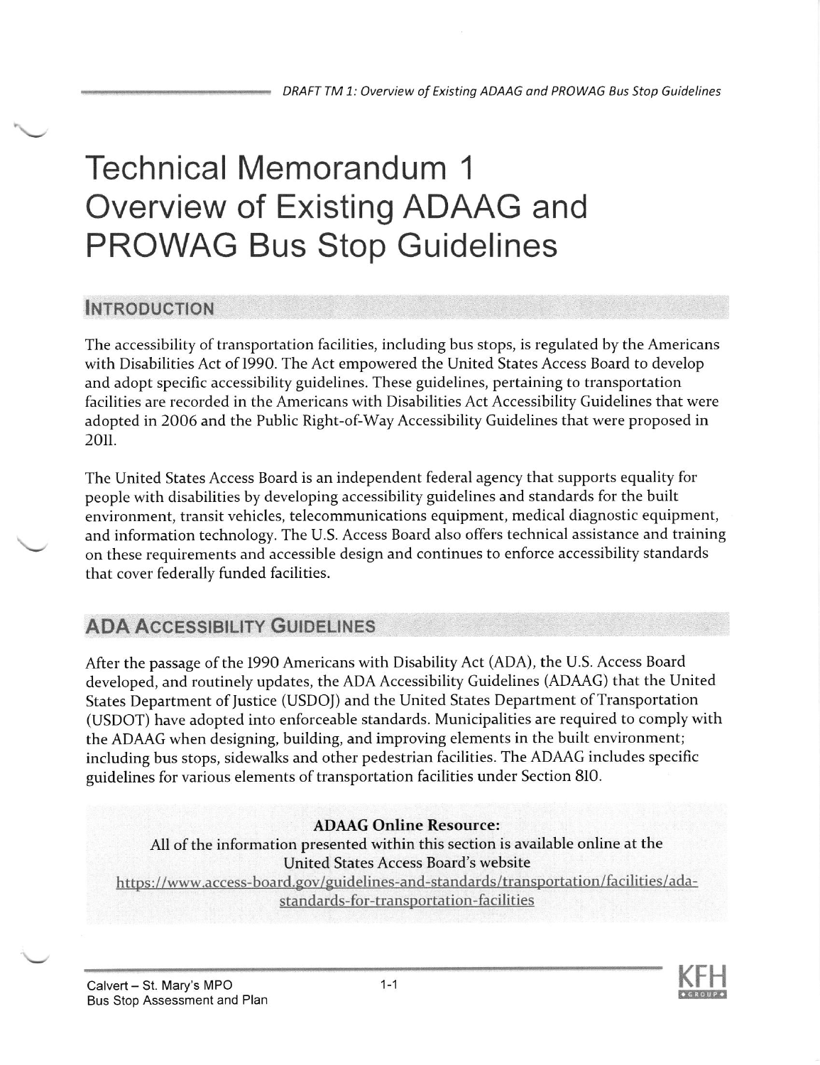# Technical Memorandum 1 Overview of Existing ADAAG and PROWAG Bus Stop Guidelines

## Introduction

The accessibility of transportation facilities, including bus stops, is regulated by the Americans with Disabilities Act of 1990. The Act empowered the United States Access Board to develop and adopt specific accessibility guidelines. These guidelines, pertaining to transportation facilities are recorded in the Americans with Disabilities Act Accessibility Guidelines that were adopted in 2006 and the Public Right-of-Way Accessibility Guidelines that were proposed in 2011.

The United States Access Board is an independent federal agency that supports equality for people with disabilities by developing accessibility guidelines and standards for the built environment, transit vehicles, telecommunications equipment, medical diagnostic equipment, and information technology. The U.S. Access Board also offers technical assistance and training on these requirements and accessible design and continues to enforce accessibility standards that cover federally funded facilities.

## ADA Accessibility Guidelines

After the passage of the 1990 Americans with Disability Act (ADA), the U.S. Access Board developed, and routinely updates, the ADA Accessibility Guidelines (ADAAG) that the United States Department of Justice (USDOJ) and the United States Department of Transportation (USDOT) have adopted into enforceable standards. Municipalities are required to comply with the ADAAG when designing, building, and improving elements in the built environment; including bus stops, sidewalks and other pedestrian facilities. The ADAAG includes specific guidelines for various elements of transportation facilities under Section 810.

**ADAAG Online Resource:**
All of the information presented within this section is available online at the United States Access Board's website
https://www.access-board.gov/guidelines-and-standards/transportation/facilities/ada-standards-for-transportation-facilities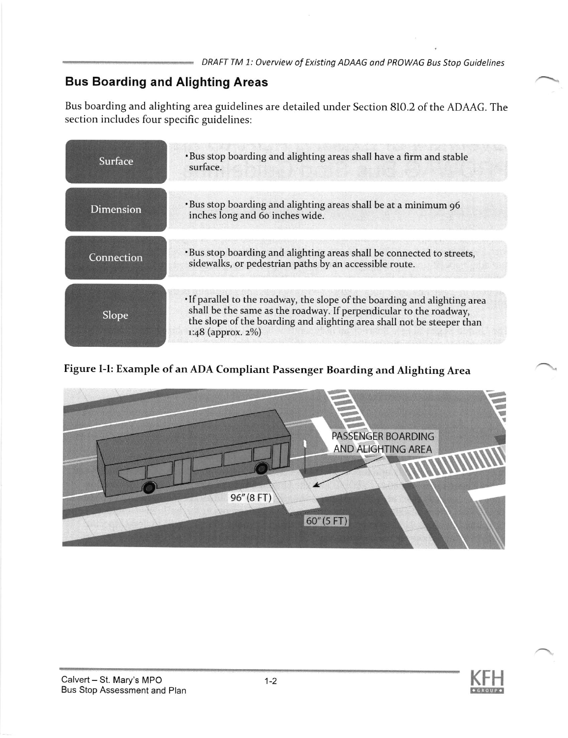## Bus Boarding and Alighting Areas

Bus boarding and alighting area guidelines are detailed under Section 810.2 of the ADAAG. The section includes four specific guidelines:

| | |
|---|---|
| Surface | • Bus stop boarding and alighting areas shall have a firm and stable surface. |
| Dimension | • Bus stop boarding and alighting areas shall be at a minimum 96 inches long and 60 inches wide. |
| Connection | • Bus stop boarding and alighting areas shall be connected to streets, sidewalks, or pedestrian paths by an accessible route. |
| Slope | • If parallel to the roadway, the slope of the boarding and alighting area shall be the same as the roadway. If perpendicular to the roadway, the slope of the boarding and alighting area shall not be steeper than 1:48 (approx. 2%) |

**Figure 1-1: Example of an ADA Compliant Passenger Boarding and Alighting Area**

PASSENGER BOARDING AND ALIGHTING AREA

96" (8 FT)

60" (5 FT)